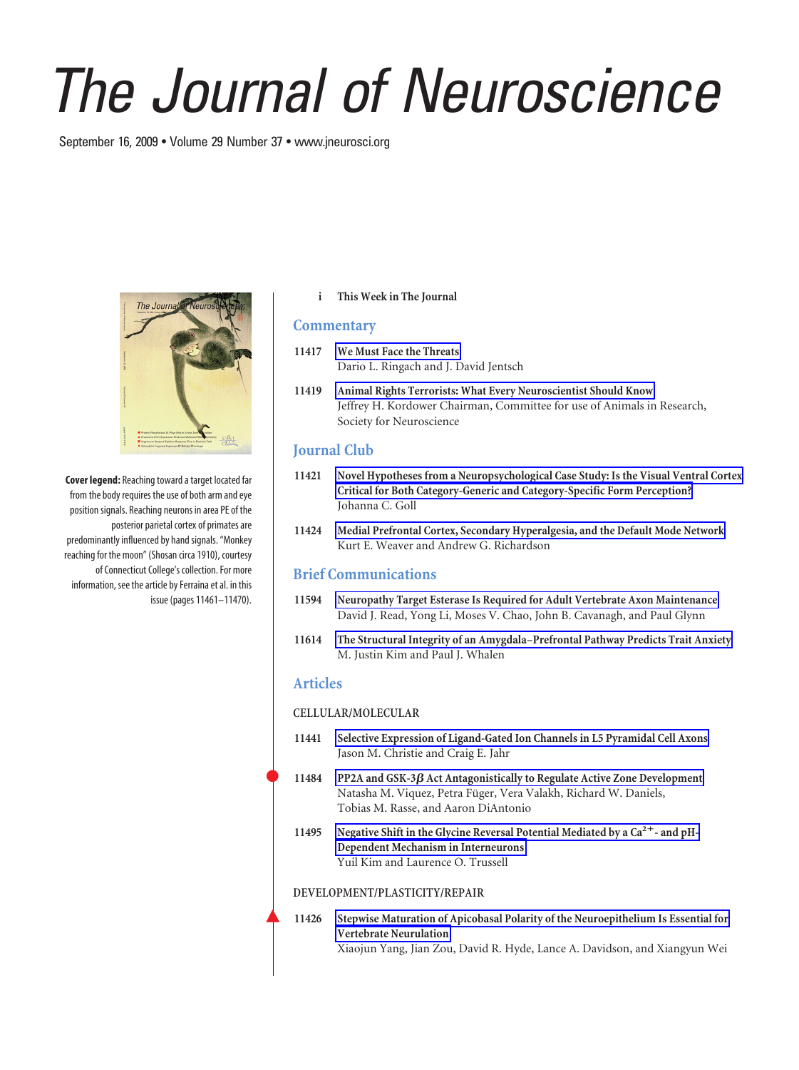# The Journal of Neuroscience

September 16, 2009 • Volume 29 Number 37 • www.jneurosci.org

**Cover legend:** Reaching toward a target located far from the body requires the use of both arm and eye position signals. Reaching neurons in area PE of the posterior parietal cortex of primates are predominantly influenced by hand signals. "Monkey reaching for the moon" (Shosan circa 1910), courtesy of Connecticut College's collection. For more information, see the article by Ferraina et al. in this issue (pages 11461–11470).

i **This Week in The Journal**

## Commentary

11417 **We Must Face the Threats**
Dario L. Ringach and J. David Jentsch

11419 **Animal Rights Terrorists: What Every Neuroscientist Should Know**
Jeffrey H. Kordower Chairman, Committee for use of Animals in Research, Society for Neuroscience

## Journal Club

11421 **Novel Hypotheses from a Neuropsychological Case Study: Is the Visual Ventral Cortex Critical for Both Category-Generic and Category-Specific Form Perception?**
Johanna C. Goll

11424 **Medial Prefrontal Cortex, Secondary Hyperalgesia, and the Default Mode Network**
Kurt E. Weaver and Andrew G. Richardson

## Brief Communications

11594 **Neuropathy Target Esterase Is Required for Adult Vertebrate Axon Maintenance**
David J. Read, Yong Li, Moses V. Chao, John B. Cavanagh, and Paul Glynn

11614 **The Structural Integrity of an Amygdala–Prefrontal Pathway Predicts Trait Anxiety**
M. Justin Kim and Paul J. Whalen

## Articles

### CELLULAR/MOLECULAR

11441 **Selective Expression of Ligand-Gated Ion Channels in L5 Pyramidal Cell Axons**
Jason M. Christie and Craig E. Jahr

11484 **PP2A and GSK-3$\beta$ Act Antagonistically to Regulate Active Zone Development**
Natasha M. Viquez, Petra Füger, Vera Valakh, Richard W. Daniels, Tobias M. Rasse, and Aaron DiAntonio

11495 **Negative Shift in the Glycine Reversal Potential Mediated by a $Ca^{2+}$- and pH-Dependent Mechanism in Interneurons**
Yuil Kim and Laurence O. Trussell

### DEVELOPMENT/PLASTICITY/REPAIR

11426 **Stepwise Maturation of Apicobasal Polarity of the Neuroepithelium Is Essential for Vertebrate Neurulation**
Xiaojun Yang, Jian Zou, David R. Hyde, Lance A. Davidson, and Xiangyun Wei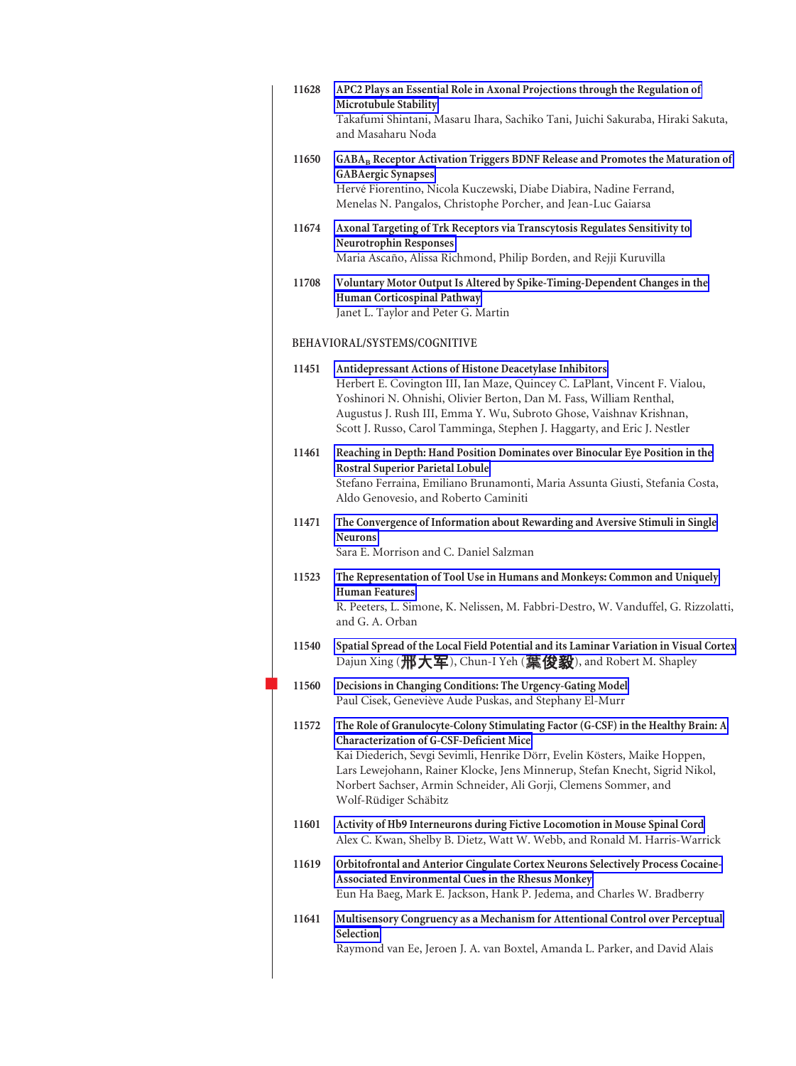11628 **APC2 Plays an Essential Role in Axonal Projections through the Regulation of Microtubule Stability**
Takafumi Shintani, Masaru Ihara, Sachiko Tani, Juichi Sakuraba, Hiraki Sakuta, and Masaharu Noda

11650 **$GABA_B$ Receptor Activation Triggers BDNF Release and Promotes the Maturation of GABAergic Synapses**
Hervé Fiorentino, Nicola Kuczewski, Diabe Diabira, Nadine Ferrand, Menelas N. Pangalos, Christophe Porcher, and Jean-Luc Gaiarsa

11674 **Axonal Targeting of Trk Receptors via Transcytosis Regulates Sensitivity to Neurotrophin Responses**
Maria Ascaño, Alissa Richmond, Philip Borden, and Rejji Kuruvilla

11708 **Voluntary Motor Output Is Altered by Spike-Timing-Dependent Changes in the Human Corticospinal Pathway**
Janet L. Taylor and Peter G. Martin

BEHAVIORAL/SYSTEMS/COGNITIVE

11451 **Antidepressant Actions of Histone Deacetylase Inhibitors**
Herbert E. Covington III, Ian Maze, Quincey C. LaPlant, Vincent F. Vialou, Yoshinori N. Ohnishi, Olivier Berton, Dan M. Fass, William Renthal, Augustus J. Rush III, Emma Y. Wu, Subroto Ghose, Vaishnav Krishnan, Scott J. Russo, Carol Tamminga, Stephen J. Haggarty, and Eric J. Nestler

11461 **Reaching in Depth: Hand Position Dominates over Binocular Eye Position in the Rostral Superior Parietal Lobule**
Stefano Ferraina, Emiliano Brunamonti, Maria Assunta Giusti, Stefania Costa, Aldo Genovesio, and Roberto Caminiti

11471 **The Convergence of Information about Rewarding and Aversive Stimuli in Single Neurons**
Sara E. Morrison and C. Daniel Salzman

11523 **The Representation of Tool Use in Humans and Monkeys: Common and Uniquely Human Features**
R. Peeters, L. Simone, K. Nelissen, M. Fabbri-Destro, W. Vanduffel, G. Rizzolatti, and G. A. Orban

11540 **Spatial Spread of the Local Field Potential and its Laminar Variation in Visual Cortex**
Dajun Xing (邢大军), Chun-I Yeh (葉俊毅), and Robert M. Shapley

11560 **Decisions in Changing Conditions: The Urgency-Gating Model**
Paul Cisek, Geneviève Aude Puskas, and Stephany El-Murr

11572 **The Role of Granulocyte-Colony Stimulating Factor (G-CSF) in the Healthy Brain: A Characterization of G-CSF-Deficient Mice**
Kai Diederich, Sevgi Sevimli, Henrike Dörr, Evelin Kösters, Maike Hoppen, Lars Lewejohann, Rainer Klocke, Jens Minnerup, Stefan Knecht, Sigrid Nikol, Norbert Sachser, Armin Schneider, Ali Gorji, Clemens Sommer, and Wolf-Rüdiger Schäbitz

11601 **Activity of Hb9 Interneurons during Fictive Locomotion in Mouse Spinal Cord**
Alex C. Kwan, Shelby B. Dietz, Watt W. Webb, and Ronald M. Harris-Warrick

11619 **Orbitofrontal and Anterior Cingulate Cortex Neurons Selectively Process Cocaine-Associated Environmental Cues in the Rhesus Monkey**
Eun Ha Baeg, Mark E. Jackson, Hank P. Jedema, and Charles W. Bradberry

11641 **Multisensory Congruency as a Mechanism for Attentional Control over Perceptual Selection**
Raymond van Ee, Jeroen J. A. van Boxtel, Amanda L. Parker, and David Alais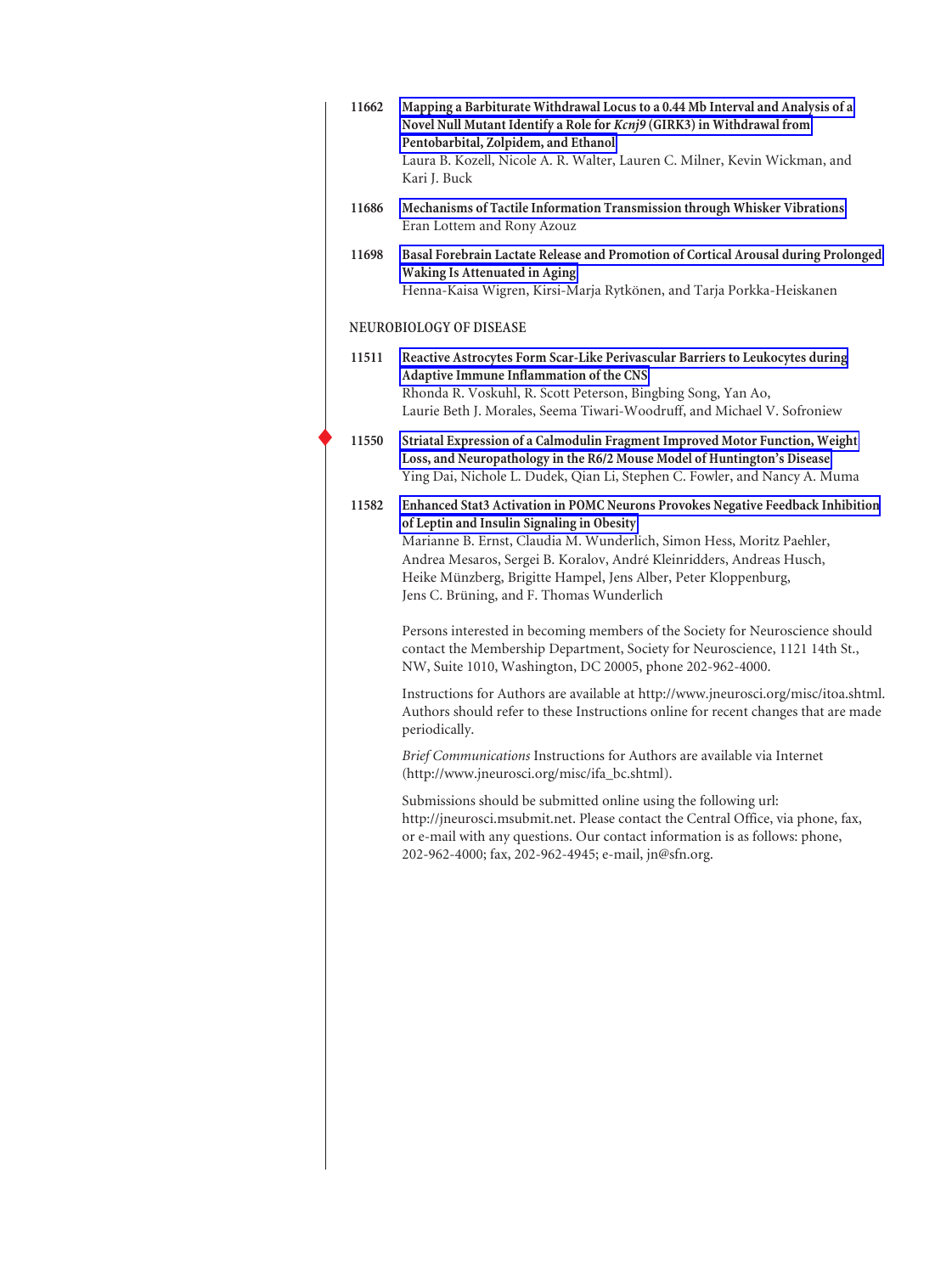11662 **Mapping a Barbiturate Withdrawal Locus to a 0.44 Mb Interval and Analysis of a Novel Null Mutant Identify a Role for *Kcnj9* (GIRK3) in Withdrawal from Pentobarbital, Zolpidem, and Ethanol**
Laura B. Kozell, Nicole A. R. Walter, Lauren C. Milner, Kevin Wickman, and Kari J. Buck

11686 **Mechanisms of Tactile Information Transmission through Whisker Vibrations**
Eran Lottem and Rony Azouz

11698 **Basal Forebrain Lactate Release and Promotion of Cortical Arousal during Prolonged Waking Is Attenuated in Aging**
Henna-Kaisa Wigren, Kirsi-Marja Rytkönen, and Tarja Porkka-Heiskanen

## NEUROBIOLOGY OF DISEASE

11511 **Reactive Astrocytes Form Scar-Like Perivascular Barriers to Leukocytes during Adaptive Immune Inflammation of the CNS**
Rhonda R. Voskuhl, R. Scott Peterson, Bingbing Song, Yan Ao, Laurie Beth J. Morales, Seema Tiwari-Woodruff, and Michael V. Sofroniew

11550 **Striatal Expression of a Calmodulin Fragment Improved Motor Function, Weight Loss, and Neuropathology in the R6/2 Mouse Model of Huntington's Disease**
Ying Dai, Nichole L. Dudek, Qian Li, Stephen C. Fowler, and Nancy A. Muma

11582 **Enhanced Stat3 Activation in POMC Neurons Provokes Negative Feedback Inhibition of Leptin and Insulin Signaling in Obesity**
Marianne B. Ernst, Claudia M. Wunderlich, Simon Hess, Moritz Paehler, Andrea Mesaros, Sergei B. Koralov, André Kleinridders, Andreas Husch, Heike Münzberg, Brigitte Hampel, Jens Alber, Peter Kloppenburg, Jens C. Brüning, and F. Thomas Wunderlich

Persons interested in becoming members of the Society for Neuroscience should contact the Membership Department, Society for Neuroscience, 1121 14th St., NW, Suite 1010, Washington, DC 20005, phone 202-962-4000.

Instructions for Authors are available at http://www.jneurosci.org/misc/itoa.shtml. Authors should refer to these Instructions online for recent changes that are made periodically.

*Brief Communications* Instructions for Authors are available via Internet (http://www.jneurosci.org/misc/ifa_bc.shtml).

Submissions should be submitted online using the following url: http://jneurosci.msubmit.net. Please contact the Central Office, via phone, fax, or e-mail with any questions. Our contact information is as follows: phone, 202-962-4000; fax, 202-962-4945; e-mail, jn@sfn.org.